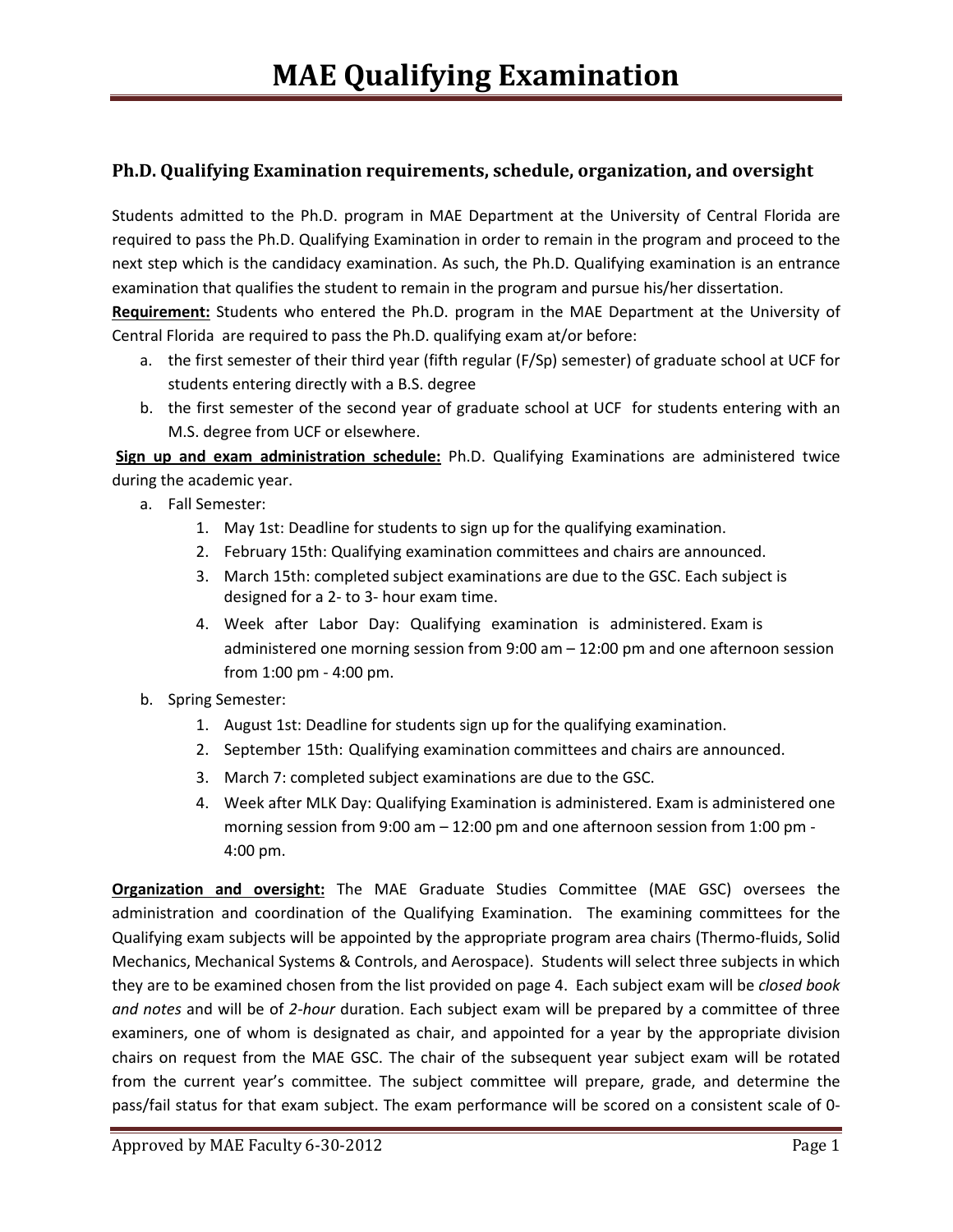# MAE Qualifying Examination

## Ph.D. Qualifying Examination requirements, schedule, organization, and oversight

Students admitted to the Ph.D. program in MAE Department at the University of Central Florida are required to pass the Ph.D. Qualifying Examination in order to remain in the program and proceed to the next step which is the candidacy examination. As such, the Ph.D. Qualifying examination is an entrance examination that qualifies the student to remain in the program and pursue his/her dissertation.

**Requirement:** Students who entered the Ph.D. program in the MAE Department at the University of Central Florida are required to pass the Ph.D. qualifying exam at/or before:

a. the first semester of their third year (fifth regular (F/Sp) semester) of graduate school at UCF for students entering directly with a B.S. degree
b. the first semester of the second year of graduate school at UCF for students entering with an M.S. degree from UCF or elsewhere.

**Sign up and exam administration schedule:** Ph.D. Qualifying Examinations are administered twice during the academic year.

a. Fall Semester:
   1. May 1st: Deadline for students to sign up for the qualifying examination.
   2. February 15th: Qualifying examination committees and chairs are announced.
   3. March 15th: completed subject examinations are due to the GSC. Each subject is designed for a 2- to 3- hour exam time.
   4. Week after Labor Day: Qualifying examination is administered. Exam is administered one morning session from 9:00 am – 12:00 pm and one afternoon session from 1:00 pm - 4:00 pm.
b. Spring Semester:
   1. August 1st: Deadline for students sign up for the qualifying examination.
   2. September 15th: Qualifying examination committees and chairs are announced.
   3. March 7: completed subject examinations are due to the GSC.
   4. Week after MLK Day: Qualifying Examination is administered. Exam is administered one morning session from 9:00 am – 12:00 pm and one afternoon session from 1:00 pm - 4:00 pm.

**Organization and oversight:** The MAE Graduate Studies Committee (MAE GSC) oversees the administration and coordination of the Qualifying Examination. The examining committees for the Qualifying exam subjects will be appointed by the appropriate program area chairs (Thermo-fluids, Solid Mechanics, Mechanical Systems & Controls, and Aerospace). Students will select three subjects in which they are to be examined chosen from the list provided on page 4. Each subject exam will be *closed book and notes* and will be of *2-hour* duration. Each subject exam will be prepared by a committee of three examiners, one of whom is designated as chair, and appointed for a year by the appropriate division chairs on request from the MAE GSC. The chair of the subsequent year subject exam will be rotated from the current year's committee. The subject committee will prepare, grade, and determine the pass/fail status for that exam subject. The exam performance will be scored on a consistent scale of 0-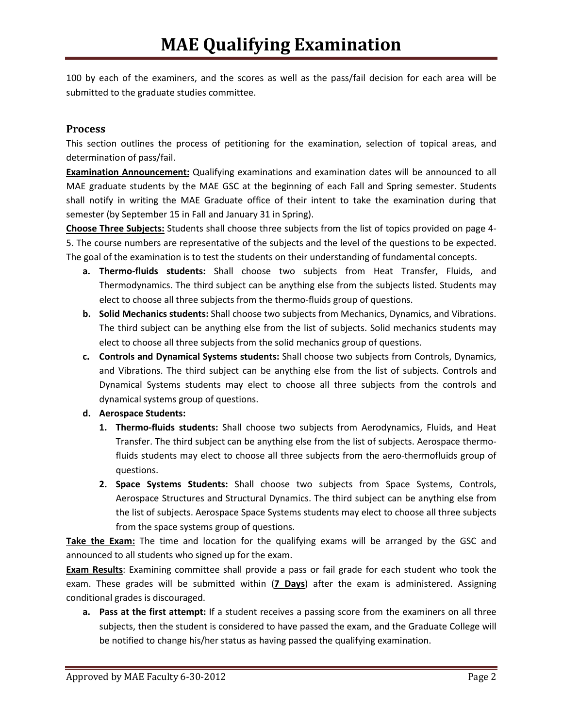100 by each of the examiners, and the scores as well as the pass/fail decision for each area will be submitted to the graduate studies committee.

## Process

This section outlines the process of petitioning for the examination, selection of topical areas, and determination of pass/fail.

**Examination Announcement:** Qualifying examinations and examination dates will be announced to all MAE graduate students by the MAE GSC at the beginning of each Fall and Spring semester. Students shall notify in writing the MAE Graduate office of their intent to take the examination during that semester (by September 15 in Fall and January 31 in Spring).

**Choose Three Subjects:** Students shall choose three subjects from the list of topics provided on page 4-5. The course numbers are representative of the subjects and the level of the questions to be expected. The goal of the examination is to test the students on their understanding of fundamental concepts.

- **a. Thermo-fluids students:** Shall choose two subjects from Heat Transfer, Fluids, and Thermodynamics. The third subject can be anything else from the subjects listed. Students may elect to choose all three subjects from the thermo-fluids group of questions.
- **b. Solid Mechanics students:** Shall choose two subjects from Mechanics, Dynamics, and Vibrations. The third subject can be anything else from the list of subjects. Solid mechanics students may elect to choose all three subjects from the solid mechanics group of questions.
- **c. Controls and Dynamical Systems students:** Shall choose two subjects from Controls, Dynamics, and Vibrations. The third subject can be anything else from the list of subjects. Controls and Dynamical Systems students may elect to choose all three subjects from the controls and dynamical systems group of questions.
- **d. Aerospace Students:**
  1. **Thermo-fluids students:** Shall choose two subjects from Aerodynamics, Fluids, and Heat Transfer. The third subject can be anything else from the list of subjects. Aerospace thermo-fluids students may elect to choose all three subjects from the aero-thermofluids group of questions.
  2. **Space Systems Students:** Shall choose two subjects from Space Systems, Controls, Aerospace Structures and Structural Dynamics. The third subject can be anything else from the list of subjects. Aerospace Space Systems students may elect to choose all three subjects from the space systems group of questions.

**Take the Exam:** The time and location for the qualifying exams will be arranged by the GSC and announced to all students who signed up for the exam.

**Exam Results**: Examining committee shall provide a pass or fail grade for each student who took the exam. These grades will be submitted within (**7 Days**) after the exam is administered. Assigning conditional grades is discouraged.

- **a. Pass at the first attempt:** If a student receives a passing score from the examiners on all three subjects, then the student is considered to have passed the exam, and the Graduate College will be notified to change his/her status as having passed the qualifying examination.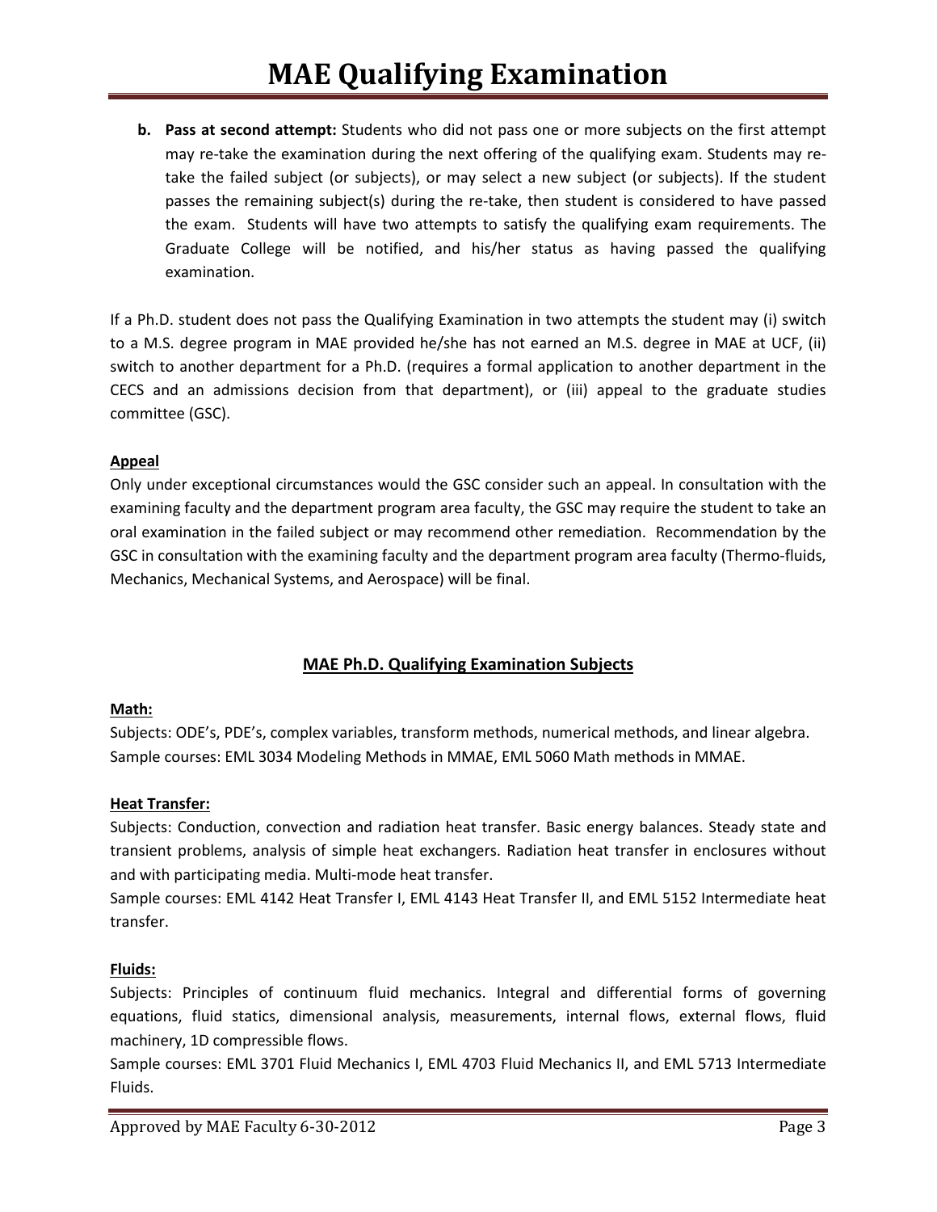b. **Pass at second attempt:** Students who did not pass one or more subjects on the first attempt may re-take the examination during the next offering of the qualifying exam. Students may re-take the failed subject (or subjects), or may select a new subject (or subjects). If the student passes the remaining subject(s) during the re-take, then student is considered to have passed the exam. Students will have two attempts to satisfy the qualifying exam requirements. The Graduate College will be notified, and his/her status as having passed the qualifying examination.

If a Ph.D. student does not pass the Qualifying Examination in two attempts the student may (i) switch to a M.S. degree program in MAE provided he/she has not earned an M.S. degree in MAE at UCF, (ii) switch to another department for a Ph.D. (requires a formal application to another department in the CECS and an admissions decision from that department), or (iii) appeal to the graduate studies committee (GSC).

**Appeal**

Only under exceptional circumstances would the GSC consider such an appeal. In consultation with the examining faculty and the department program area faculty, the GSC may require the student to take an oral examination in the failed subject or may recommend other remediation. Recommendation by the GSC in consultation with the examining faculty and the department program area faculty (Thermo-fluids, Mechanics, Mechanical Systems, and Aerospace) will be final.

## MAE Ph.D. Qualifying Examination Subjects

**Math:**

Subjects: ODE's, PDE's, complex variables, transform methods, numerical methods, and linear algebra.
Sample courses: EML 3034 Modeling Methods in MMAE, EML 5060 Math methods in MMAE.

**Heat Transfer:**

Subjects: Conduction, convection and radiation heat transfer. Basic energy balances. Steady state and transient problems, analysis of simple heat exchangers. Radiation heat transfer in enclosures without and with participating media. Multi-mode heat transfer.
Sample courses: EML 4142 Heat Transfer I, EML 4143 Heat Transfer II, and EML 5152 Intermediate heat transfer.

**Fluids:**

Subjects: Principles of continuum fluid mechanics. Integral and differential forms of governing equations, fluid statics, dimensional analysis, measurements, internal flows, external flows, fluid machinery, 1D compressible flows.
Sample courses: EML 3701 Fluid Mechanics I, EML 4703 Fluid Mechanics II, and EML 5713 Intermediate Fluids.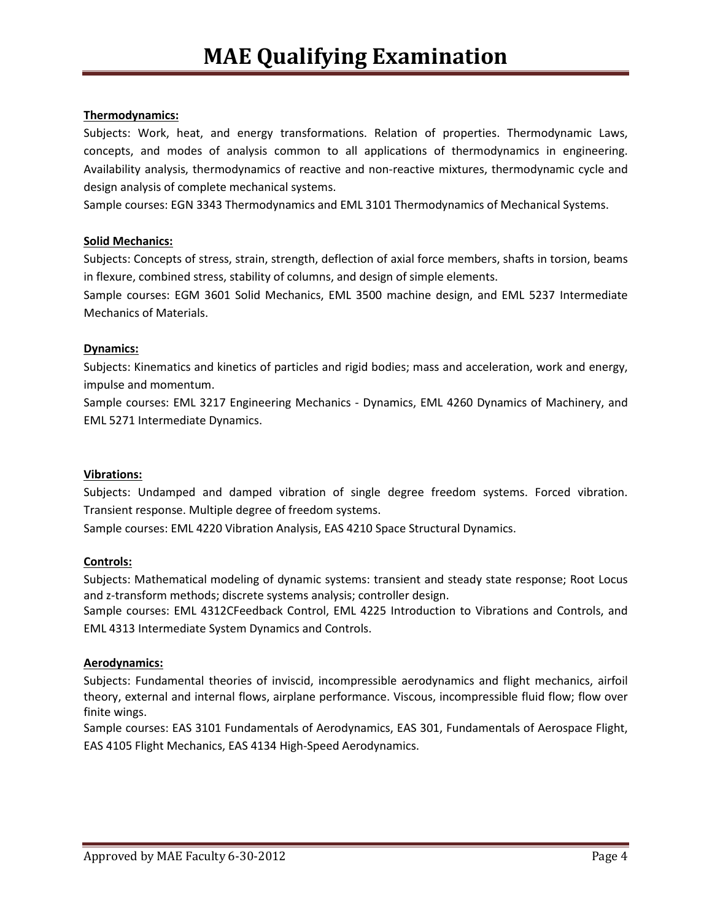**Thermodynamics:**

Subjects: Work, heat, and energy transformations. Relation of properties. Thermodynamic Laws, concepts, and modes of analysis common to all applications of thermodynamics in engineering. Availability analysis, thermodynamics of reactive and non-reactive mixtures, thermodynamic cycle and design analysis of complete mechanical systems.

Sample courses: EGN 3343 Thermodynamics and EML 3101 Thermodynamics of Mechanical Systems.

**Solid Mechanics:**

Subjects: Concepts of stress, strain, strength, deflection of axial force members, shafts in torsion, beams in flexure, combined stress, stability of columns, and design of simple elements.

Sample courses: EGM 3601 Solid Mechanics, EML 3500 machine design, and EML 5237 Intermediate Mechanics of Materials.

**Dynamics:**

Subjects: Kinematics and kinetics of particles and rigid bodies; mass and acceleration, work and energy, impulse and momentum.

Sample courses: EML 3217 Engineering Mechanics - Dynamics, EML 4260 Dynamics of Machinery, and EML 5271 Intermediate Dynamics.

**Vibrations:**

Subjects: Undamped and damped vibration of single degree freedom systems. Forced vibration. Transient response. Multiple degree of freedom systems.

Sample courses: EML 4220 Vibration Analysis, EAS 4210 Space Structural Dynamics.

**Controls:**

Subjects: Mathematical modeling of dynamic systems: transient and steady state response; Root Locus and z-transform methods; discrete systems analysis; controller design.

Sample courses: EML 4312CFeedback Control, EML 4225 Introduction to Vibrations and Controls, and EML 4313 Intermediate System Dynamics and Controls.

**Aerodynamics:**

Subjects: Fundamental theories of inviscid, incompressible aerodynamics and flight mechanics, airfoil theory, external and internal flows, airplane performance. Viscous, incompressible fluid flow; flow over finite wings.

Sample courses: EAS 3101 Fundamentals of Aerodynamics, EAS 301, Fundamentals of Aerospace Flight, EAS 4105 Flight Mechanics, EAS 4134 High-Speed Aerodynamics.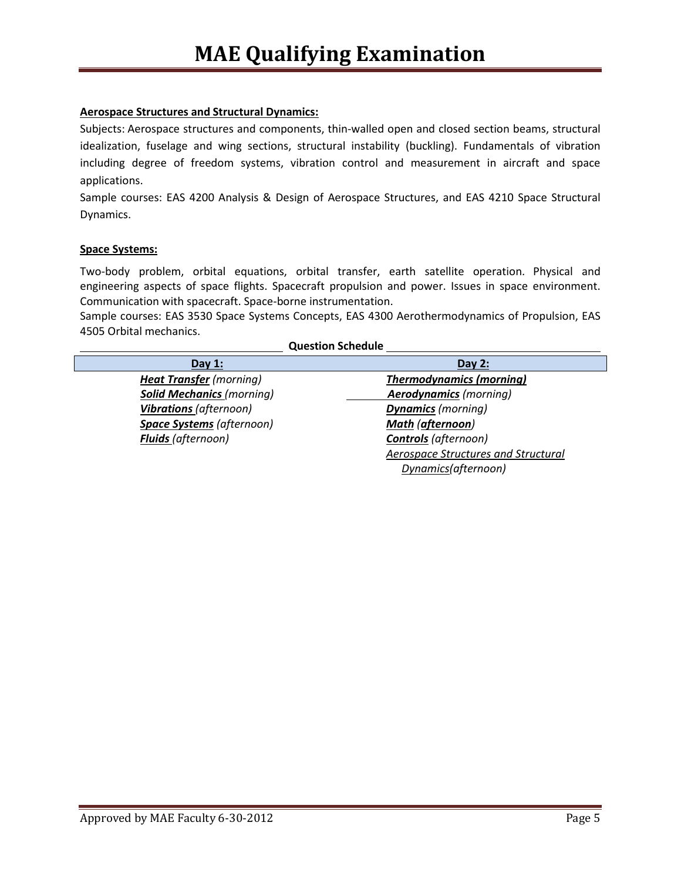# MAE Qualifying Examination

**Aerospace Structures and Structural Dynamics:**

Subjects: Aerospace structures and components, thin-walled open and closed section beams, structural idealization, fuselage and wing sections, structural instability (buckling). Fundamentals of vibration including degree of freedom systems, vibration control and measurement in aircraft and space applications.

Sample courses: EAS 4200 Analysis & Design of Aerospace Structures, and EAS 4210 Space Structural Dynamics.

**Space Systems:**

Two-body problem, orbital equations, orbital transfer, earth satellite operation. Physical and engineering aspects of space flights. Spacecraft propulsion and power. Issues in space environment. Communication with spacecraft. Space-borne instrumentation.

Sample courses: EAS 3530 Space Systems Concepts, EAS 4300 Aerothermodynamics of Propulsion, EAS 4505 Orbital mechanics.

**Question Schedule**

| Day 1: | Day 2: |
|---|---|
| ***Heat Transfer*** *(morning)* | ***Thermodynamics (morning)*** |
| ***Solid Mechanics*** *(morning)* | ***Aerodynamics*** *(morning)* |
| ***Vibrations*** *(afternoon)* | ***Dynamics*** *(morning)* |
| ***Space Systems*** *(afternoon)* | ***Math*** *(**afternoon**)* |
| ***Fluids*** *(afternoon)* | ***Controls*** *(afternoon)* |
| | *Aerospace Structures and Structural Dynamics(afternoon)* |